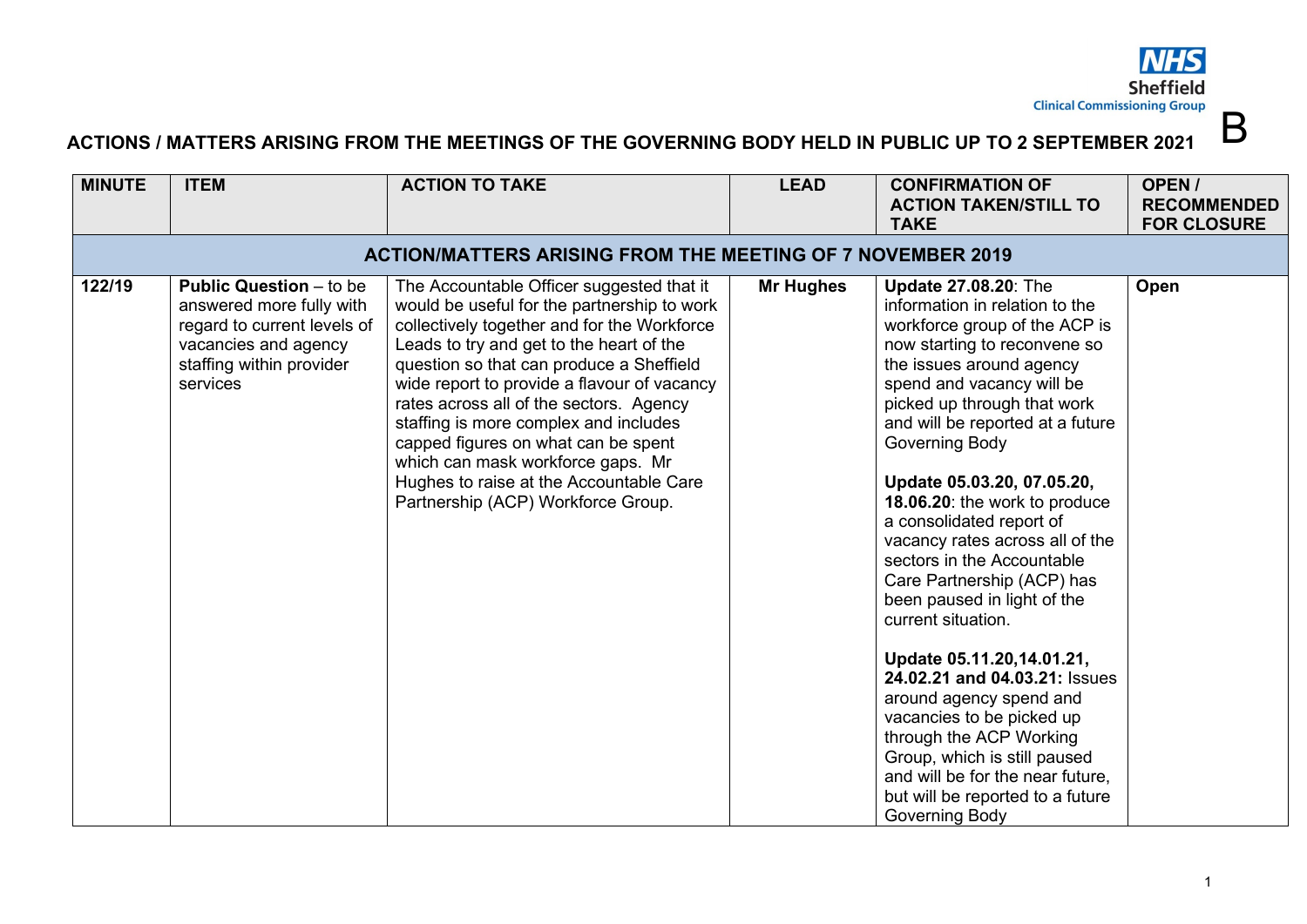NHS Sheffield Clinical Commissioning Group

B

## ACTIONS / MATTERS ARISING FROM THE MEETINGS OF THE GOVERNING BODY HELD IN PUBLIC UP TO 2 SEPTEMBER 2021

| MINUTE | ITEM | ACTION TO TAKE | LEAD | CONFIRMATION OF ACTION TAKEN/STILL TO TAKE | OPEN / RECOMMENDED FOR CLOSURE |
|---|---|---|---|---|---|
| **ACTION/MATTERS ARISING FROM THE MEETING OF 7 NOVEMBER 2019** | | | | | |
| **122/19** | **Public Question** – to be answered more fully with regard to current levels of vacancies and agency staffing within provider services | The Accountable Officer suggested that it would be useful for the partnership to work collectively together and for the Workforce Leads to try and get to the heart of the question so that can produce a Sheffield wide report to provide a flavour of vacancy rates across all of the sectors. Agency staffing is more complex and includes capped figures on what can be spent which can mask workforce gaps. Mr Hughes to raise at the Accountable Care Partnership (ACP) Workforce Group. | **Mr Hughes** | **Update 27.08.20**: The information in relation to the workforce group of the ACP is now starting to reconvene so the issues around agency spend and vacancy will be picked up through that work and will be reported at a future Governing Body<br><br>**Update 05.03.20, 07.05.20, 18.06.20**: the work to produce a consolidated report of vacancy rates across all of the sectors in the Accountable Care Partnership (ACP) has been paused in light of the current situation.<br><br>**Update 05.11.20,14.01.21, 24.02.21 and 04.03.21:** Issues around agency spend and vacancies to be picked up through the ACP Working Group, which is still paused and will be for the near future, but will be reported to a future Governing Body | **Open** |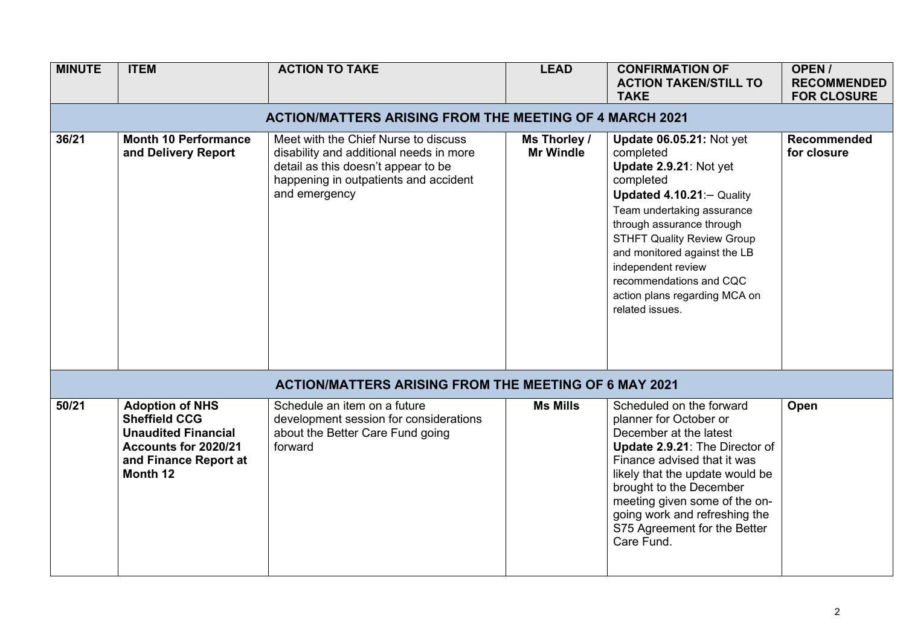| MINUTE | ITEM | ACTION TO TAKE | LEAD | CONFIRMATION OF ACTION TAKEN/STILL TO TAKE | OPEN / RECOMMENDED FOR CLOSURE |
|---|---|---|---|---|---|
| **ACTION/MATTERS ARISING FROM THE MEETING OF 4 MARCH 2021** | | | | | |
| **36/21** | **Month 10 Performance and Delivery Report** | Meet with the Chief Nurse to discuss disability and additional needs in more detail as this doesn't appear to be happening in outpatients and accident and emergency | **Ms Thorley / Mr Windle** | **Update 06.05.21:** Not yet completed<br>**Update 2.9.21**: Not yet completed<br>**Updated 4.10.21**:– Quality Team undertaking assurance through assurance through STHFT Quality Review Group and monitored against the LB independent review recommendations and CQC action plans regarding MCA on related issues. | **Recommended for closure** |
| **ACTION/MATTERS ARISING FROM THE MEETING OF 6 MAY 2021** | | | | | |
| **50/21** | **Adoption of NHS Sheffield CCG Unaudited Financial Accounts for 2020/21 and Finance Report at Month 12** | Schedule an item on a future development session for considerations about the Better Care Fund going forward | **Ms Mills** | Scheduled on the forward planner for October or December at the latest<br>**Update 2.9.21**: The Director of Finance advised that it was likely that the update would be brought to the December meeting given some of the on-going work and refreshing the S75 Agreement for the Better Care Fund. | **Open** |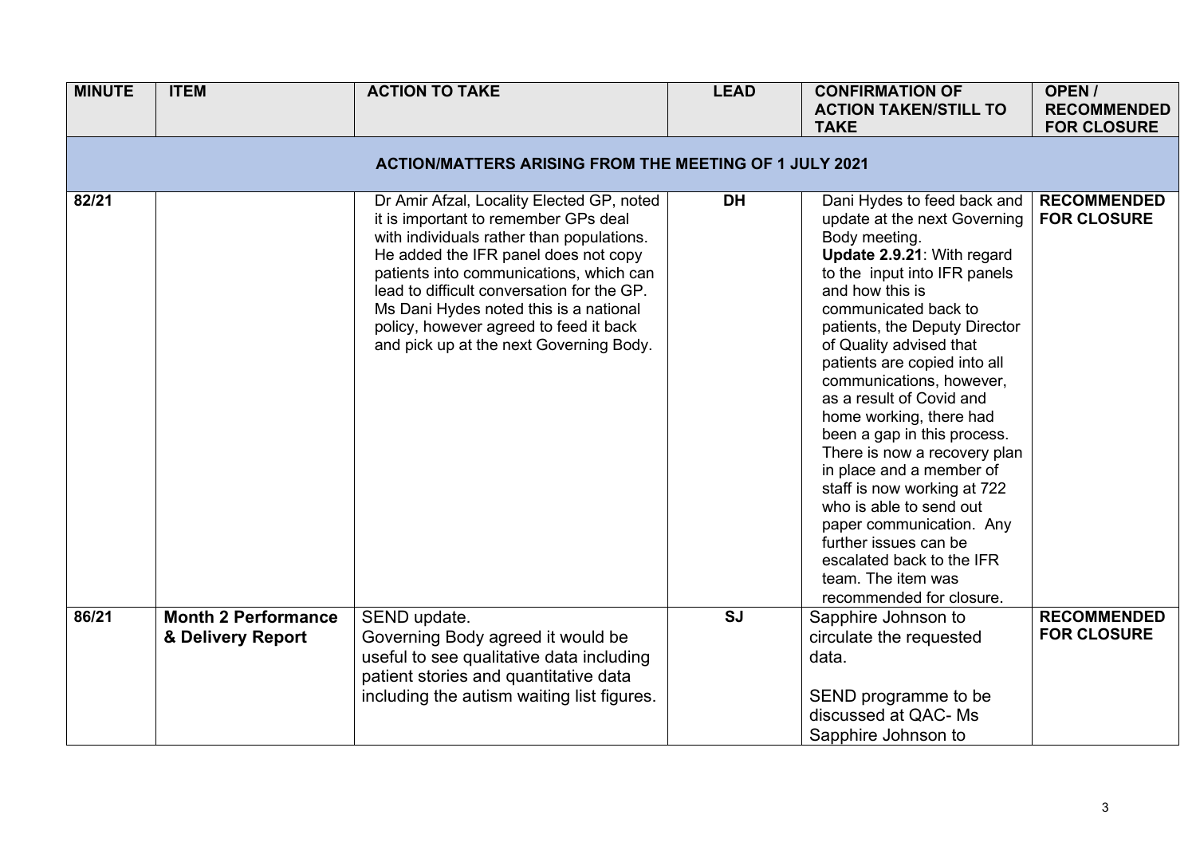| MINUTE | ITEM | ACTION TO TAKE | LEAD | CONFIRMATION OF ACTION TAKEN/STILL TO TAKE | OPEN / RECOMMENDED FOR CLOSURE |
|---|---|---|---|---|---|
| **ACTION/MATTERS ARISING FROM THE MEETING OF 1 JULY 2021** | | | | | |
| 82/21 | | Dr Amir Afzal, Locality Elected GP, noted it is important to remember GPs deal with individuals rather than populations. He added the IFR panel does not copy patients into communications, which can lead to difficult conversation for the GP. Ms Dani Hydes noted this is a national policy, however agreed to feed it back and pick up at the next Governing Body. | **DH** | Dani Hydes to feed back and update at the next Governing Body meeting. **Update 2.9.21**: With regard to the input into IFR panels and how this is communicated back to patients, the Deputy Director of Quality advised that patients are copied into all communications, however, as a result of Covid and home working, there had been a gap in this process. There is now a recovery plan in place and a member of staff is now working at 722 who is able to send out paper communication. Any further issues can be escalated back to the IFR team. The item was recommended for closure. | **RECOMMENDED FOR CLOSURE** |
| 86/21 | **Month 2 Performance & Delivery Report** | SEND update. Governing Body agreed it would be useful to see qualitative data including patient stories and quantitative data including the autism waiting list figures. | **SJ** | Sapphire Johnson to circulate the requested data. SEND programme to be discussed at QAC- Ms Sapphire Johnson to | **RECOMMENDED FOR CLOSURE** |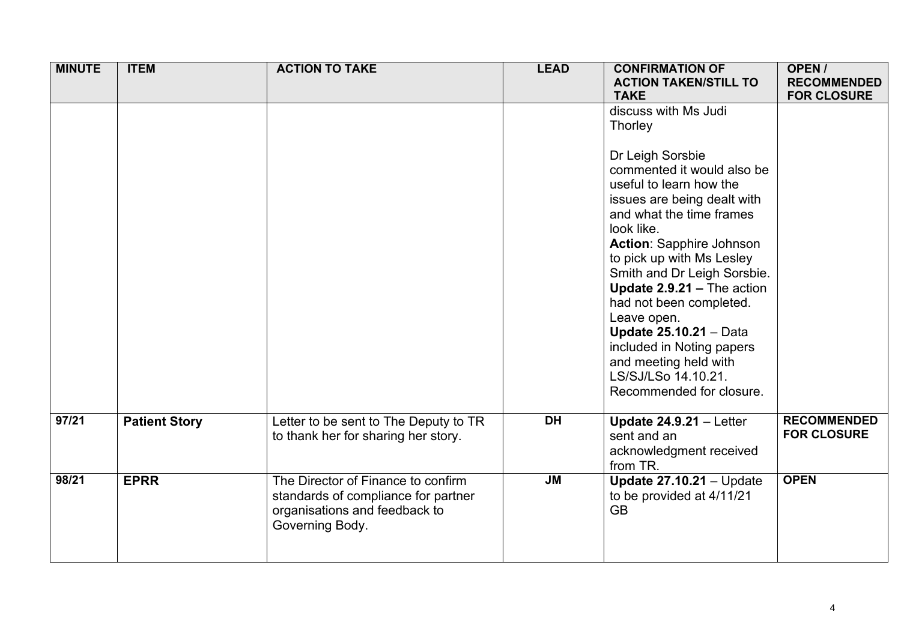| MINUTE | ITEM | ACTION TO TAKE | LEAD | CONFIRMATION OF ACTION TAKEN/STILL TO TAKE | OPEN / RECOMMENDED FOR CLOSURE |
|---|---|---|---|---|---|
| | | | | discuss with Ms Judi Thorley<br><br>Dr Leigh Sorsbie commented it would also be useful to learn how the issues are being dealt with and what the time frames look like.<br>**Action**: Sapphire Johnson to pick up with Ms Lesley Smith and Dr Leigh Sorsbie.<br>**Update 2.9.21 –** The action had not been completed. Leave open.<br>**Update 25.10.21** – Data included in Noting papers and meeting held with LS/SJ/LSo 14.10.21. Recommended for closure. | |
| 97/21 | **Patient Story** | Letter to be sent to The Deputy to TR to thank her for sharing her story. | DH | **Update 24.9.21** – Letter sent and an acknowledgment received from TR. | **RECOMMENDED FOR CLOSURE** |
| 98/21 | **EPRR** | The Director of Finance to confirm standards of compliance for partner organisations and feedback to Governing Body. | JM | **Update 27.10.21** – Update to be provided at 4/11/21 GB | **OPEN** |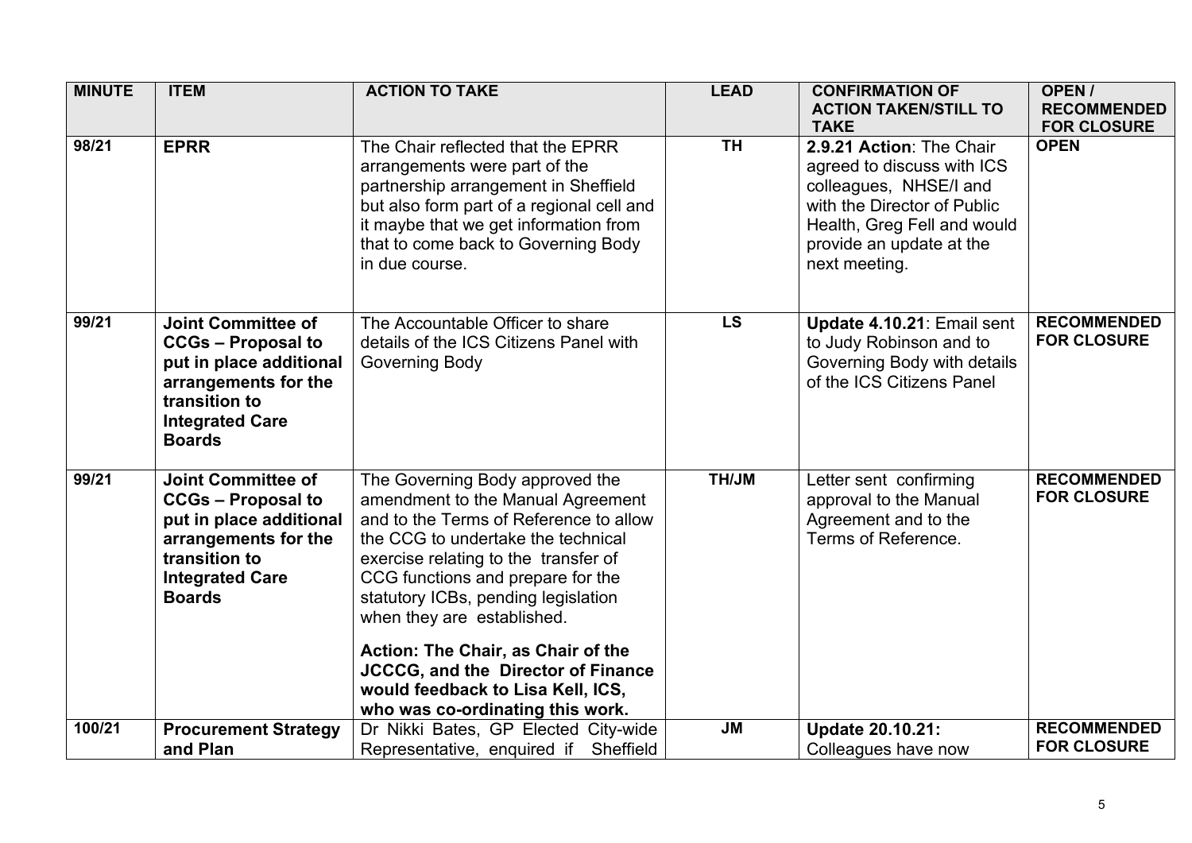| MINUTE | ITEM | ACTION TO TAKE | LEAD | CONFIRMATION OF ACTION TAKEN/STILL TO TAKE | OPEN / RECOMMENDED FOR CLOSURE |
|---|---|---|---|---|---|
| 98/21 | **EPRR** | The Chair reflected that the EPRR arrangements were part of the partnership arrangement in Sheffield but also form part of a regional cell and it maybe that we get information from that to come back to Governing Body in due course. | **TH** | **2.9.21 Action**: The Chair agreed to discuss with ICS colleagues, NHSE/I and with the Director of Public Health, Greg Fell and would provide an update at the next meeting. | **OPEN** |
| 99/21 | **Joint Committee of CCGs – Proposal to put in place additional arrangements for the transition to Integrated Care Boards** | The Accountable Officer to share details of the ICS Citizens Panel with Governing Body | **LS** | **Update 4.10.21**: Email sent to Judy Robinson and to Governing Body with details of the ICS Citizens Panel | **RECOMMENDED FOR CLOSURE** |
| 99/21 | **Joint Committee of CCGs – Proposal to put in place additional arrangements for the transition to Integrated Care Boards** | The Governing Body approved the amendment to the Manual Agreement and to the Terms of Reference to allow the CCG to undertake the technical exercise relating to the transfer of CCG functions and prepare for the statutory ICBs, pending legislation when they are established.<br><br>**Action: The Chair, as Chair of the JCCCG, and the Director of Finance would feedback to Lisa Kell, ICS, who was co-ordinating this work.** | **TH/JM** | Letter sent confirming approval to the Manual Agreement and to the Terms of Reference. | **RECOMMENDED FOR CLOSURE** |
| 100/21 | **Procurement Strategy and Plan** | Dr Nikki Bates, GP Elected City-wide Representative, enquired if Sheffield | **JM** | **Update 20.10.21:** Colleagues have now | **RECOMMENDED FOR CLOSURE** |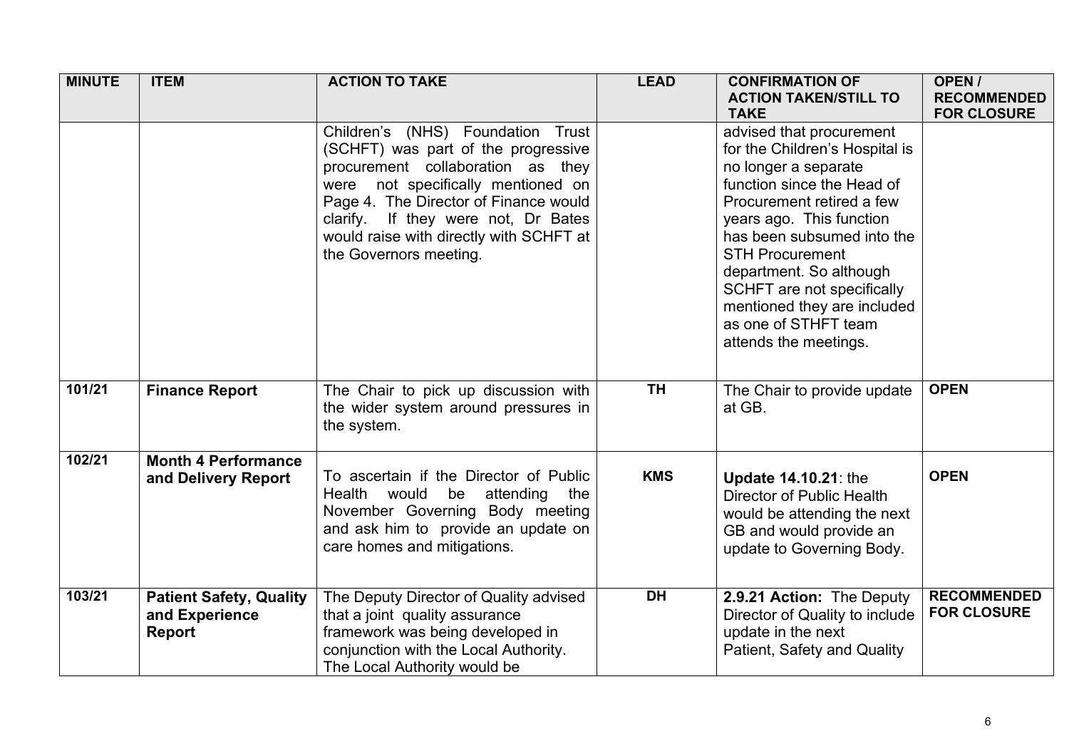| MINUTE | ITEM | ACTION TO TAKE | LEAD | CONFIRMATION OF ACTION TAKEN/STILL TO TAKE | OPEN / RECOMMENDED FOR CLOSURE |
|---|---|---|---|---|---|
| | | Children's (NHS) Foundation Trust (SCHFT) was part of the progressive procurement collaboration as they were not specifically mentioned on Page 4. The Director of Finance would clarify. If they were not, Dr Bates would raise with directly with SCHFT at the Governors meeting. | | advised that procurement for the Children's Hospital is no longer a separate function since the Head of Procurement retired a few years ago. This function has been subsumed into the STH Procurement department. So although SCHFT are not specifically mentioned they are included as one of STHFT team attends the meetings. | |
| **101/21** | **Finance Report** | The Chair to pick up discussion with the wider system around pressures in the system. | **TH** | The Chair to provide update at GB. | **OPEN** |
| **102/21** | **Month 4 Performance and Delivery Report** | To ascertain if the Director of Public Health would be attending the November Governing Body meeting and ask him to provide an update on care homes and mitigations. | **KMS** | **Update 14.10.21**: the Director of Public Health would be attending the next GB and would provide an update to Governing Body. | **OPEN** |
| **103/21** | **Patient Safety, Quality and Experience Report** | The Deputy Director of Quality advised that a joint quality assurance framework was being developed in conjunction with the Local Authority. The Local Authority would be | **DH** | **2.9.21 Action:** The Deputy Director of Quality to include update in the next Patient, Safety and Quality | **RECOMMENDED FOR CLOSURE** |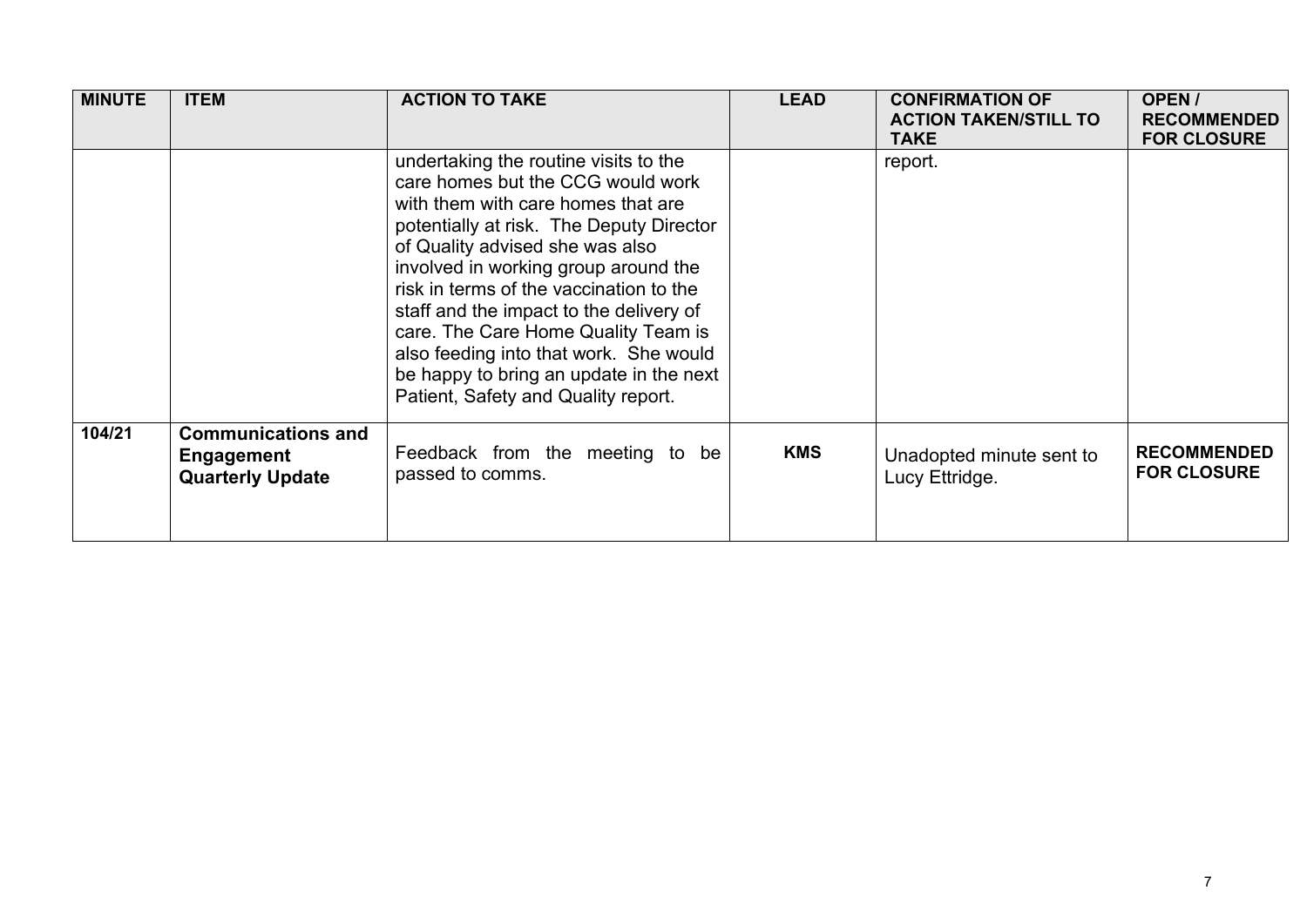| MINUTE | ITEM | ACTION TO TAKE | LEAD | CONFIRMATION OF ACTION TAKEN/STILL TO TAKE | OPEN / RECOMMENDED FOR CLOSURE |
|---|---|---|---|---|---|
| | | undertaking the routine visits to the care homes but the CCG would work with them with care homes that are potentially at risk. The Deputy Director of Quality advised she was also involved in working group around the risk in terms of the vaccination to the staff and the impact to the delivery of care. The Care Home Quality Team is also feeding into that work. She would be happy to bring an update in the next Patient, Safety and Quality report. | | report. | |
| **104/21** | **Communications and Engagement Quarterly Update** | Feedback from the meeting to be passed to comms. | **KMS** | Unadopted minute sent to Lucy Ettridge. | **RECOMMENDED FOR CLOSURE** |